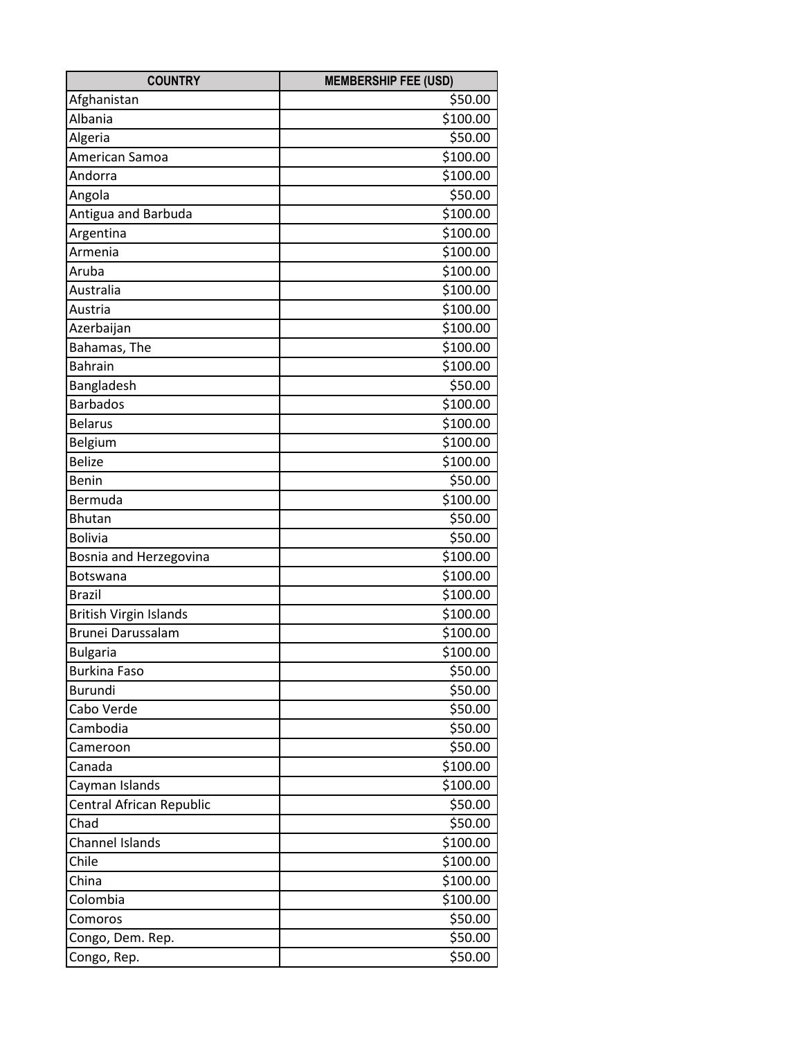| COUNTRY | MEMBERSHIP FEE (USD) |
| --- | ---: |
| Afghanistan | $50.00 |
| Albania | $100.00 |
| Algeria | $50.00 |
| American Samoa | $100.00 |
| Andorra | $100.00 |
| Angola | $50.00 |
| Antigua and Barbuda | $100.00 |
| Argentina | $100.00 |
| Armenia | $100.00 |
| Aruba | $100.00 |
| Australia | $100.00 |
| Austria | $100.00 |
| Azerbaijan | $100.00 |
| Bahamas, The | $100.00 |
| Bahrain | $100.00 |
| Bangladesh | $50.00 |
| Barbados | $100.00 |
| Belarus | $100.00 |
| Belgium | $100.00 |
| Belize | $100.00 |
| Benin | $50.00 |
| Bermuda | $100.00 |
| Bhutan | $50.00 |
| Bolivia | $50.00 |
| Bosnia and Herzegovina | $100.00 |
| Botswana | $100.00 |
| Brazil | $100.00 |
| British Virgin Islands | $100.00 |
| Brunei Darussalam | $100.00 |
| Bulgaria | $100.00 |
| Burkina Faso | $50.00 |
| Burundi | $50.00 |
| Cabo Verde | $50.00 |
| Cambodia | $50.00 |
| Cameroon | $50.00 |
| Canada | $100.00 |
| Cayman Islands | $100.00 |
| Central African Republic | $50.00 |
| Chad | $50.00 |
| Channel Islands | $100.00 |
| Chile | $100.00 |
| China | $100.00 |
| Colombia | $100.00 |
| Comoros | $50.00 |
| Congo, Dem. Rep. | $50.00 |
| Congo, Rep. | $50.00 |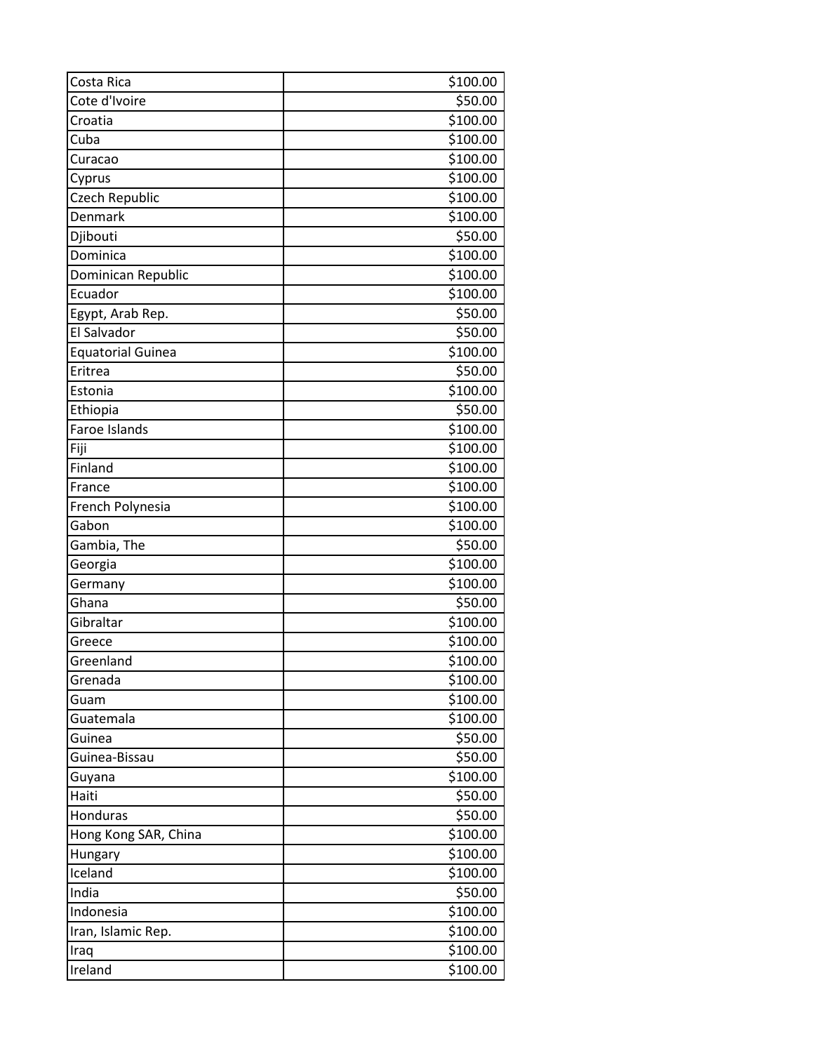| Costa Rica | $100.00 |
|---|---|
| Cote d'Ivoire | $50.00 |
| Croatia | $100.00 |
| Cuba | $100.00 |
| Curacao | $100.00 |
| Cyprus | $100.00 |
| Czech Republic | $100.00 |
| Denmark | $100.00 |
| Djibouti | $50.00 |
| Dominica | $100.00 |
| Dominican Republic | $100.00 |
| Ecuador | $100.00 |
| Egypt, Arab Rep. | $50.00 |
| El Salvador | $50.00 |
| Equatorial Guinea | $100.00 |
| Eritrea | $50.00 |
| Estonia | $100.00 |
| Ethiopia | $50.00 |
| Faroe Islands | $100.00 |
| Fiji | $100.00 |
| Finland | $100.00 |
| France | $100.00 |
| French Polynesia | $100.00 |
| Gabon | $100.00 |
| Gambia, The | $50.00 |
| Georgia | $100.00 |
| Germany | $100.00 |
| Ghana | $50.00 |
| Gibraltar | $100.00 |
| Greece | $100.00 |
| Greenland | $100.00 |
| Grenada | $100.00 |
| Guam | $100.00 |
| Guatemala | $100.00 |
| Guinea | $50.00 |
| Guinea-Bissau | $50.00 |
| Guyana | $100.00 |
| Haiti | $50.00 |
| Honduras | $50.00 |
| Hong Kong SAR, China | $100.00 |
| Hungary | $100.00 |
| Iceland | $100.00 |
| India | $50.00 |
| Indonesia | $100.00 |
| Iran, Islamic Rep. | $100.00 |
| Iraq | $100.00 |
| Ireland | $100.00 |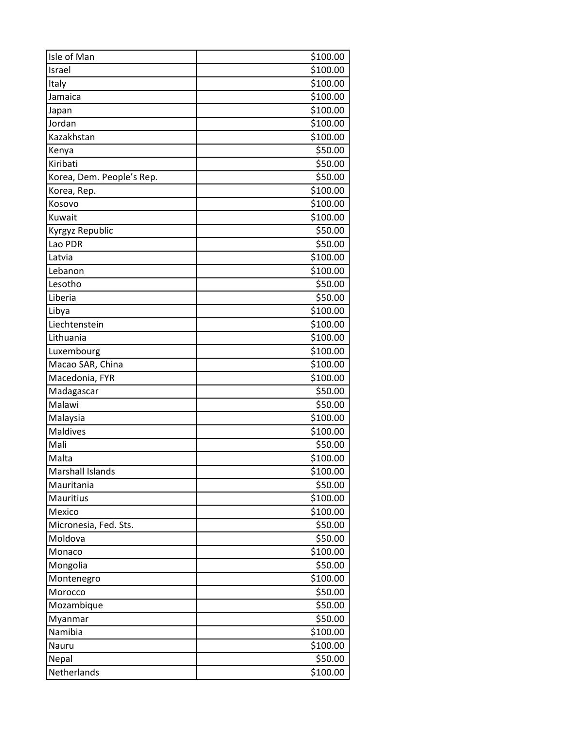| | |
|---|---|
| Isle of Man | $100.00 |
| Israel | $100.00 |
| Italy | $100.00 |
| Jamaica | $100.00 |
| Japan | $100.00 |
| Jordan | $100.00 |
| Kazakhstan | $100.00 |
| Kenya | $50.00 |
| Kiribati | $50.00 |
| Korea, Dem. People's Rep. | $50.00 |
| Korea, Rep. | $100.00 |
| Kosovo | $100.00 |
| Kuwait | $100.00 |
| Kyrgyz Republic | $50.00 |
| Lao PDR | $50.00 |
| Latvia | $100.00 |
| Lebanon | $100.00 |
| Lesotho | $50.00 |
| Liberia | $50.00 |
| Libya | $100.00 |
| Liechtenstein | $100.00 |
| Lithuania | $100.00 |
| Luxembourg | $100.00 |
| Macao SAR, China | $100.00 |
| Macedonia, FYR | $100.00 |
| Madagascar | $50.00 |
| Malawi | $50.00 |
| Malaysia | $100.00 |
| Maldives | $100.00 |
| Mali | $50.00 |
| Malta | $100.00 |
| Marshall Islands | $100.00 |
| Mauritania | $50.00 |
| Mauritius | $100.00 |
| Mexico | $100.00 |
| Micronesia, Fed. Sts. | $50.00 |
| Moldova | $50.00 |
| Monaco | $100.00 |
| Mongolia | $50.00 |
| Montenegro | $100.00 |
| Morocco | $50.00 |
| Mozambique | $50.00 |
| Myanmar | $50.00 |
| Namibia | $100.00 |
| Nauru | $100.00 |
| Nepal | $50.00 |
| Netherlands | $100.00 |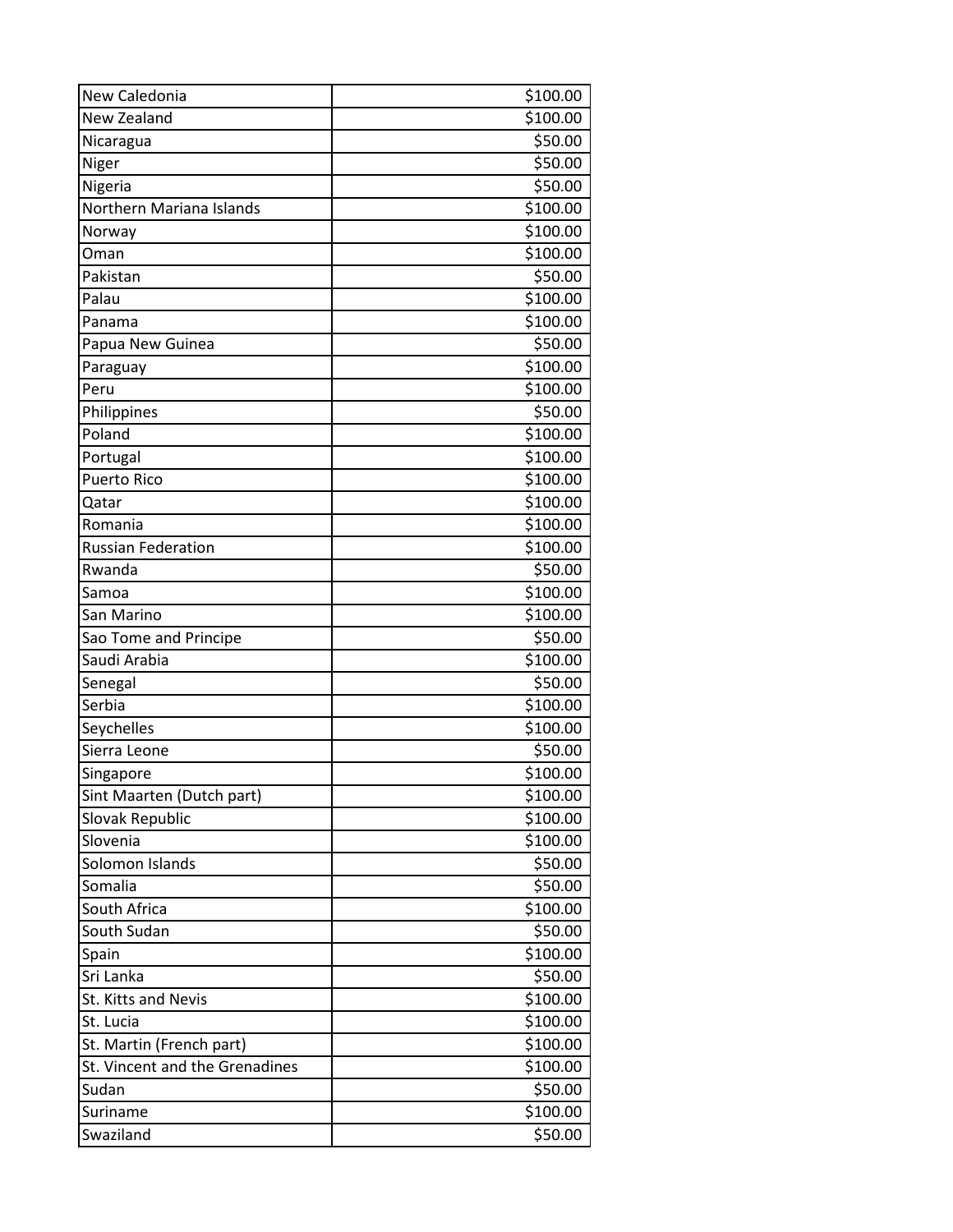| | |
|---|---|
| New Caledonia | $100.00 |
| New Zealand | $100.00 |
| Nicaragua | $50.00 |
| Niger | $50.00 |
| Nigeria | $50.00 |
| Northern Mariana Islands | $100.00 |
| Norway | $100.00 |
| Oman | $100.00 |
| Pakistan | $50.00 |
| Palau | $100.00 |
| Panama | $100.00 |
| Papua New Guinea | $50.00 |
| Paraguay | $100.00 |
| Peru | $100.00 |
| Philippines | $50.00 |
| Poland | $100.00 |
| Portugal | $100.00 |
| Puerto Rico | $100.00 |
| Qatar | $100.00 |
| Romania | $100.00 |
| Russian Federation | $100.00 |
| Rwanda | $50.00 |
| Samoa | $100.00 |
| San Marino | $100.00 |
| Sao Tome and Principe | $50.00 |
| Saudi Arabia | $100.00 |
| Senegal | $50.00 |
| Serbia | $100.00 |
| Seychelles | $100.00 |
| Sierra Leone | $50.00 |
| Singapore | $100.00 |
| Sint Maarten (Dutch part) | $100.00 |
| Slovak Republic | $100.00 |
| Slovenia | $100.00 |
| Solomon Islands | $50.00 |
| Somalia | $50.00 |
| South Africa | $100.00 |
| South Sudan | $50.00 |
| Spain | $100.00 |
| Sri Lanka | $50.00 |
| St. Kitts and Nevis | $100.00 |
| St. Lucia | $100.00 |
| St. Martin (French part) | $100.00 |
| St. Vincent and the Grenadines | $100.00 |
| Sudan | $50.00 |
| Suriname | $100.00 |
| Swaziland | $50.00 |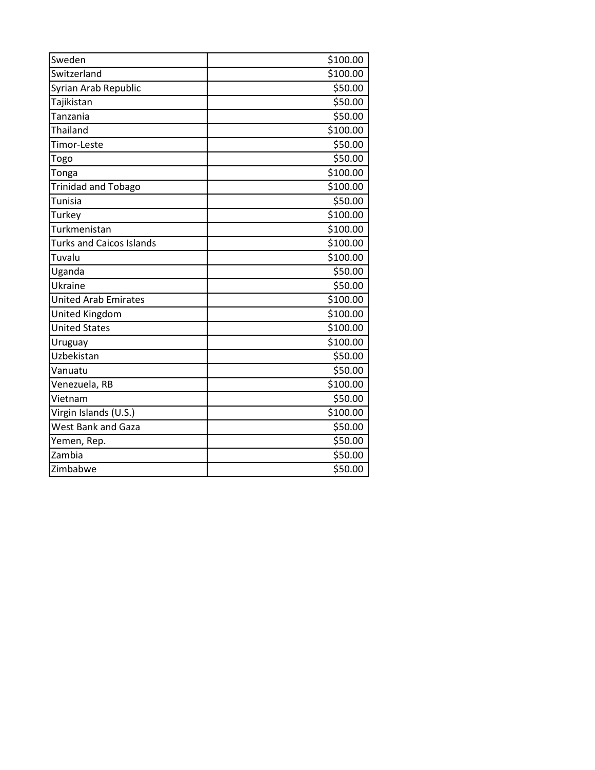| | |
|---|---|
| Sweden | $100.00 |
| Switzerland | $100.00 |
| Syrian Arab Republic | $50.00 |
| Tajikistan | $50.00 |
| Tanzania | $50.00 |
| Thailand | $100.00 |
| Timor-Leste | $50.00 |
| Togo | $50.00 |
| Tonga | $100.00 |
| Trinidad and Tobago | $100.00 |
| Tunisia | $50.00 |
| Turkey | $100.00 |
| Turkmenistan | $100.00 |
| Turks and Caicos Islands | $100.00 |
| Tuvalu | $100.00 |
| Uganda | $50.00 |
| Ukraine | $50.00 |
| United Arab Emirates | $100.00 |
| United Kingdom | $100.00 |
| United States | $100.00 |
| Uruguay | $100.00 |
| Uzbekistan | $50.00 |
| Vanuatu | $50.00 |
| Venezuela, RB | $100.00 |
| Vietnam | $50.00 |
| Virgin Islands (U.S.) | $100.00 |
| West Bank and Gaza | $50.00 |
| Yemen, Rep. | $50.00 |
| Zambia | $50.00 |
| Zimbabwe | $50.00 |